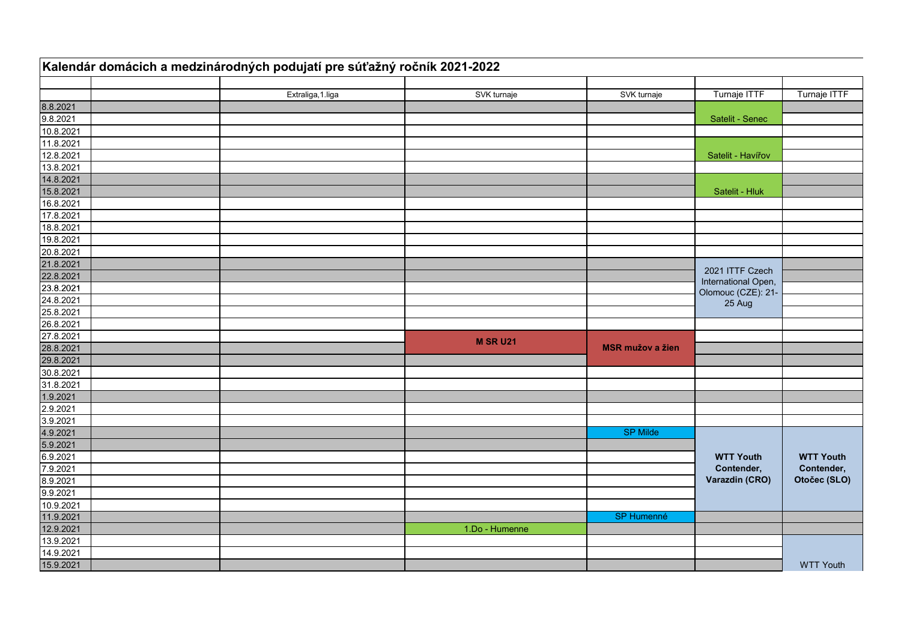## Kalendár domácich a medzinárodných podujatí pre súťažný ročník 2021-2022

| | | Extraliga,1.liga | SVK turnaje | SVK turnaje | Turnaje ITTF | Turnaje ITTF |
|---|---|---|---|---|---|---|
| 8.8.2021 | | | | | | |
| 9.8.2021 | | | | | Satelit - Senec | |
| 10.8.2021 | | | | | | |
| 11.8.2021 | | | | | | |
| 12.8.2021 | | | | | Satelit - Havířov | |
| 13.8.2021 | | | | | | |
| 14.8.2021 | | | | | | |
| 15.8.2021 | | | | | Satelit - Hluk | |
| 16.8.2021 | | | | | | |
| 17.8.2021 | | | | | | |
| 18.8.2021 | | | | | | |
| 19.8.2021 | | | | | | |
| 20.8.2021 | | | | | | |
| 21.8.2021 | | | | | 2021 ITTF Czech International Open, Olomouc (CZE): 21-25 Aug | |
| 22.8.2021 | | | | | | |
| 23.8.2021 | | | | | | |
| 24.8.2021 | | | | | | |
| 25.8.2021 | | | | | | |
| 26.8.2021 | | | | | | |
| 27.8.2021 | | | **M SR U21** | | | |
| 28.8.2021 | | | | **MSR mužov a žien** | | |
| 29.8.2021 | | | | | | |
| 30.8.2021 | | | | | | |
| 31.8.2021 | | | | | | |
| 1.9.2021 | | | | | | |
| 2.9.2021 | | | | | | |
| 3.9.2021 | | | | | | |
| 4.9.2021 | | | | SP Milde | | |
| 5.9.2021 | | | | | | |
| 6.9.2021 | | | | | **WTT Youth Contender, Varazdin (CRO)** | **WTT Youth Contender, Otočec (SLO)** |
| 7.9.2021 | | | | | | |
| 8.9.2021 | | | | | | |
| 9.9.2021 | | | | | | |
| 10.9.2021 | | | | | | |
| 11.9.2021 | | | | SP Humenné | | |
| 12.9.2021 | | | 1.Do - Humenne | | | |
| 13.9.2021 | | | | | | |
| 14.9.2021 | | | | | | |
| 15.9.2021 | | | | | | WTT Youth |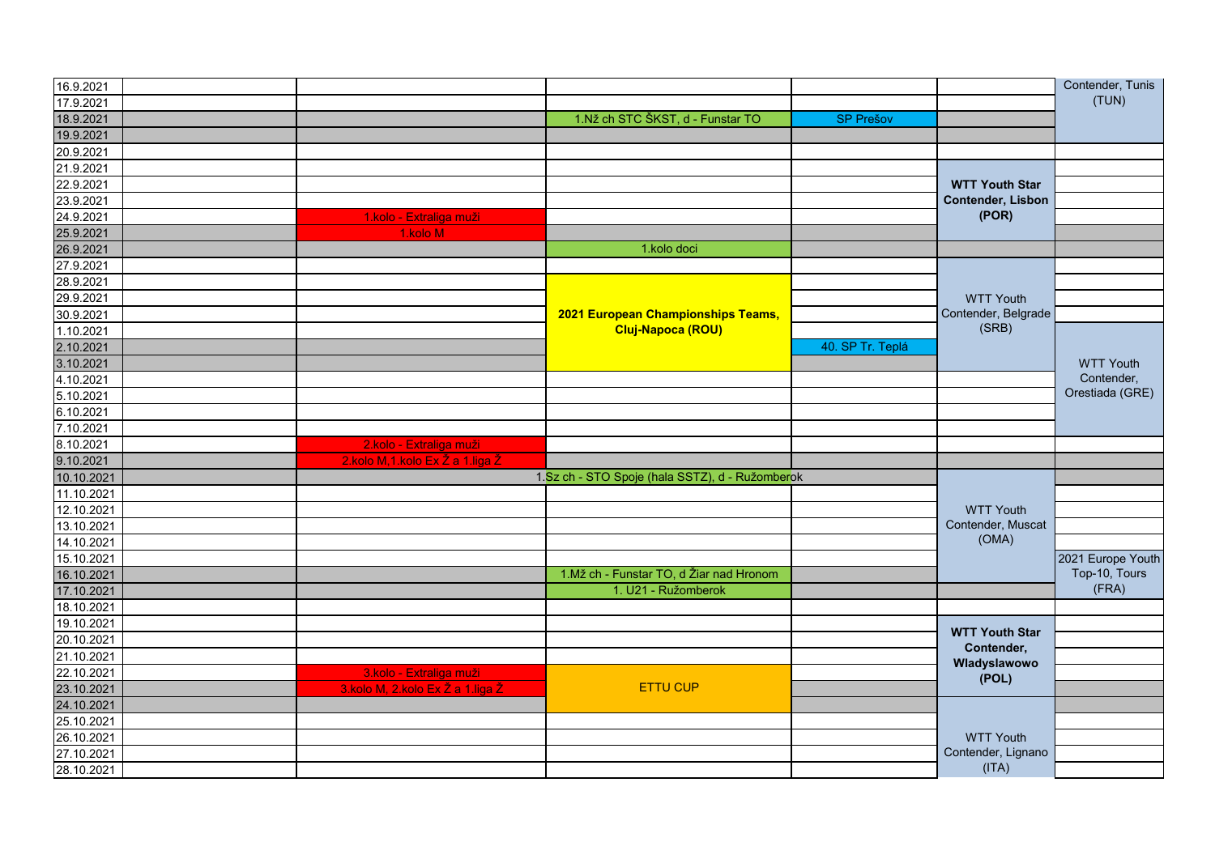| | | | | | | |
|---|---|---|---|---|---|---|
| 16.9.2021 | | | | | | Contender, Tunis (TUN) |
| 17.9.2021 | | | | | | |
| 18.9.2021 | | | 1.Nž ch STC ŠKST, d - Funstar TO | SP Prešov | | |
| 19.9.2021 | | | | | | |
| 20.9.2021 | | | | | | |
| 21.9.2021 | | | | | | |
| 22.9.2021 | | | | | **WTT Youth Star Contender, Lisbon (POR)** | |
| 23.9.2021 | | | | | | |
| 24.9.2021 | | 1.kolo - Extraliga muži | | | | |
| 25.9.2021 | | 1.kolo M | | | | |
| 26.9.2021 | | | 1.kolo doci | | | |
| 27.9.2021 | | | | | | |
| 28.9.2021 | | | **2021 European Championships Teams, Cluj-Napoca (ROU)** | | WTT Youth Contender, Belgrade (SRB) | |
| 29.9.2021 | | | | | | |
| 30.9.2021 | | | | | | |
| 1.10.2021 | | | | | | WTT Youth Contender, Orestiada (GRE) |
| 2.10.2021 | | | | 40. SP Tr. Teplá | | |
| 3.10.2021 | | | | | | |
| 4.10.2021 | | | | | | |
| 5.10.2021 | | | | | | |
| 6.10.2021 | | | | | | |
| 7.10.2021 | | | | | | |
| 8.10.2021 | | 2.kolo - Extraliga muži | | | | |
| 9.10.2021 | | 2.kolo M,1.kolo Ex Ž a 1.liga Ž | | | | |
| 10.10.2021 | | 1.Sz ch - STO Spoje (hala SSTZ), d - Ružomberok | | | | |
| 11.10.2021 | | | | | WTT Youth Contender, Muscat (OMA) | |
| 12.10.2021 | | | | | | |
| 13.10.2021 | | | | | | |
| 14.10.2021 | | | | | | |
| 15.10.2021 | | | | | | 2021 Europe Youth Top-10, Tours (FRA) |
| 16.10.2021 | | | 1.Mž ch - Funstar TO, d Žiar nad Hronom | | | |
| 17.10.2021 | | | 1. U21 - Ružomberok | | | |
| 18.10.2021 | | | | | | |
| 19.10.2021 | | | | | **WTT Youth Star Contender, Wladyslawowo (POL)** | |
| 20.10.2021 | | | | | | |
| 21.10.2021 | | | | | | |
| 22.10.2021 | | 3.kolo - Extraliga muži | ETTU CUP | | | |
| 23.10.2021 | | 3.kolo M, 2.kolo Ex Ž a 1.liga Ž | | | | |
| 24.10.2021 | | | | | | |
| 25.10.2021 | | | | | WTT Youth Contender, Lignano (ITA) | |
| 26.10.2021 | | | | | | |
| 27.10.2021 | | | | | | |
| 28.10.2021 | | | | | | |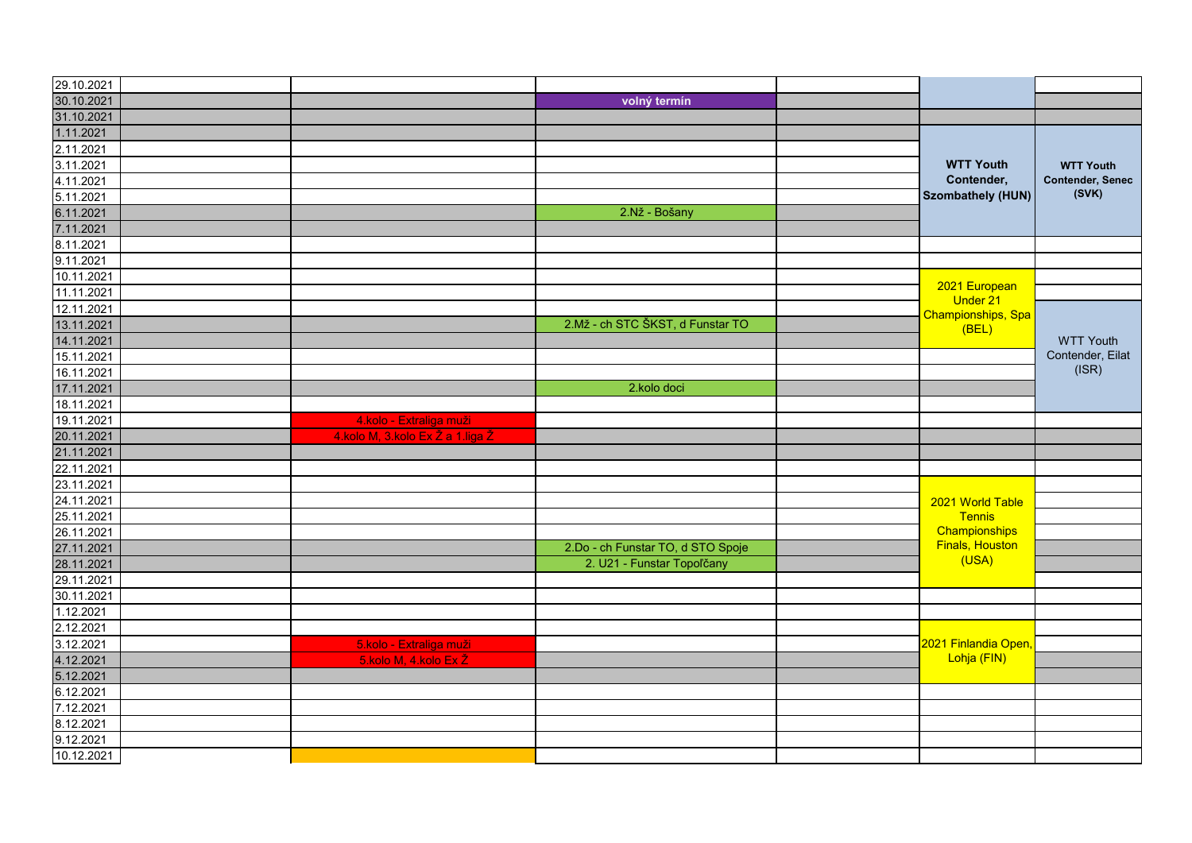| | | | | | | |
|---|---|---|---|---|---|---|
| 29.10.2021 | | | | | | |
| 30.10.2021 | | | volný termín | | | |
| 31.10.2021 | | | | | | |
| 1.11.2021 | | | | | | |
| 2.11.2021 | | | | | WTT Youth Contender, Szombathely (HUN) | WTT Youth Contender, Senec (SVK) |
| 3.11.2021 | | | | | | |
| 4.11.2021 | | | | | | |
| 5.11.2021 | | | | | | |
| 6.11.2021 | | | 2.Nž - Bošany | | | |
| 7.11.2021 | | | | | | |
| 8.11.2021 | | | | | | |
| 9.11.2021 | | | | | | |
| 10.11.2021 | | | | | 2021 European Under 21 Championships, Spa (BEL) | |
| 11.11.2021 | | | | | | |
| 12.11.2021 | | | | | | WTT Youth Contender, Eilat (ISR) |
| 13.11.2021 | | | 2.Mž - ch STC ŠKST, d Funstar TO | | | |
| 14.11.2021 | | | | | | |
| 15.11.2021 | | | | | | |
| 16.11.2021 | | | | | | |
| 17.11.2021 | | | 2.kolo doci | | | |
| 18.11.2021 | | | | | | |
| 19.11.2021 | | 4.kolo - Extraliga muži | | | | |
| 20.11.2021 | | 4.kolo M, 3.kolo Ex Ž a 1.liga Ž | | | | |
| 21.11.2021 | | | | | | |
| 22.11.2021 | | | | | | |
| 23.11.2021 | | | | | 2021 World Table Tennis Championships Finals, Houston (USA) | |
| 24.11.2021 | | | | | | |
| 25.11.2021 | | | | | | |
| 26.11.2021 | | | | | | |
| 27.11.2021 | | | 2.Do - ch Funstar TO, d STO Spoje | | | |
| 28.11.2021 | | | 2. U21 - Funstar Topoľčany | | | |
| 29.11.2021 | | | | | | |
| 30.11.2021 | | | | | | |
| 1.12.2021 | | | | | | |
| 2.12.2021 | | | | | 2021 Finlandia Open, Lohja (FIN) | |
| 3.12.2021 | | 5.kolo - Extraliga muži | | | | |
| 4.12.2021 | | 5.kolo M, 4.kolo Ex Ž | | | | |
| 5.12.2021 | | | | | | |
| 6.12.2021 | | | | | | |
| 7.12.2021 | | | | | | |
| 8.12.2021 | | | | | | |
| 9.12.2021 | | | | | | |
| 10.12.2021 | | | | | | |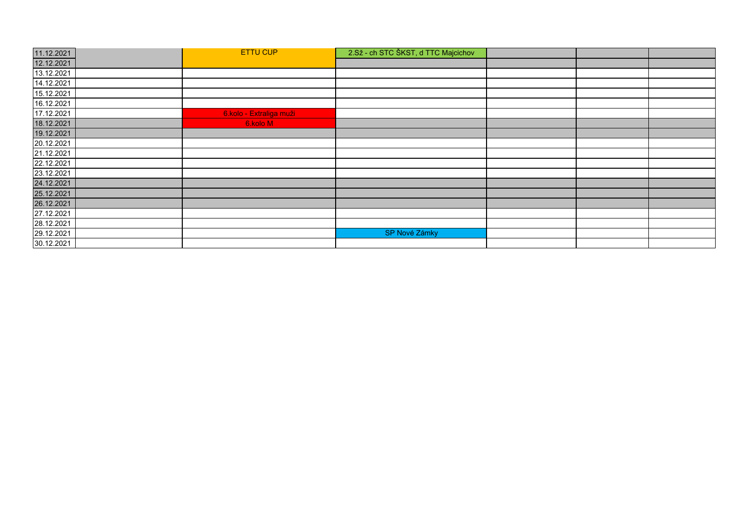| | | | | | | |
|---|---|---|---|---|---|---|
| 11.12.2021 | | ETTU CUP | 2.Sž - ch STC ŠKST, d TTC Majcichov | | | |
| 12.12.2021 | | | | | | |
| 13.12.2021 | | | | | | |
| 14.12.2021 | | | | | | |
| 15.12.2021 | | | | | | |
| 16.12.2021 | | | | | | |
| 17.12.2021 | | 6.kolo - Extraliga muži | | | | |
| 18.12.2021 | | 6.kolo M | | | | |
| 19.12.2021 | | | | | | |
| 20.12.2021 | | | | | | |
| 21.12.2021 | | | | | | |
| 22.12.2021 | | | | | | |
| 23.12.2021 | | | | | | |
| 24.12.2021 | | | | | | |
| 25.12.2021 | | | | | | |
| 26.12.2021 | | | | | | |
| 27.12.2021 | | | | | | |
| 28.12.2021 | | | | | | |
| 29.12.2021 | | | SP Nové Zámky | | | |
| 30.12.2021 | | | | | | |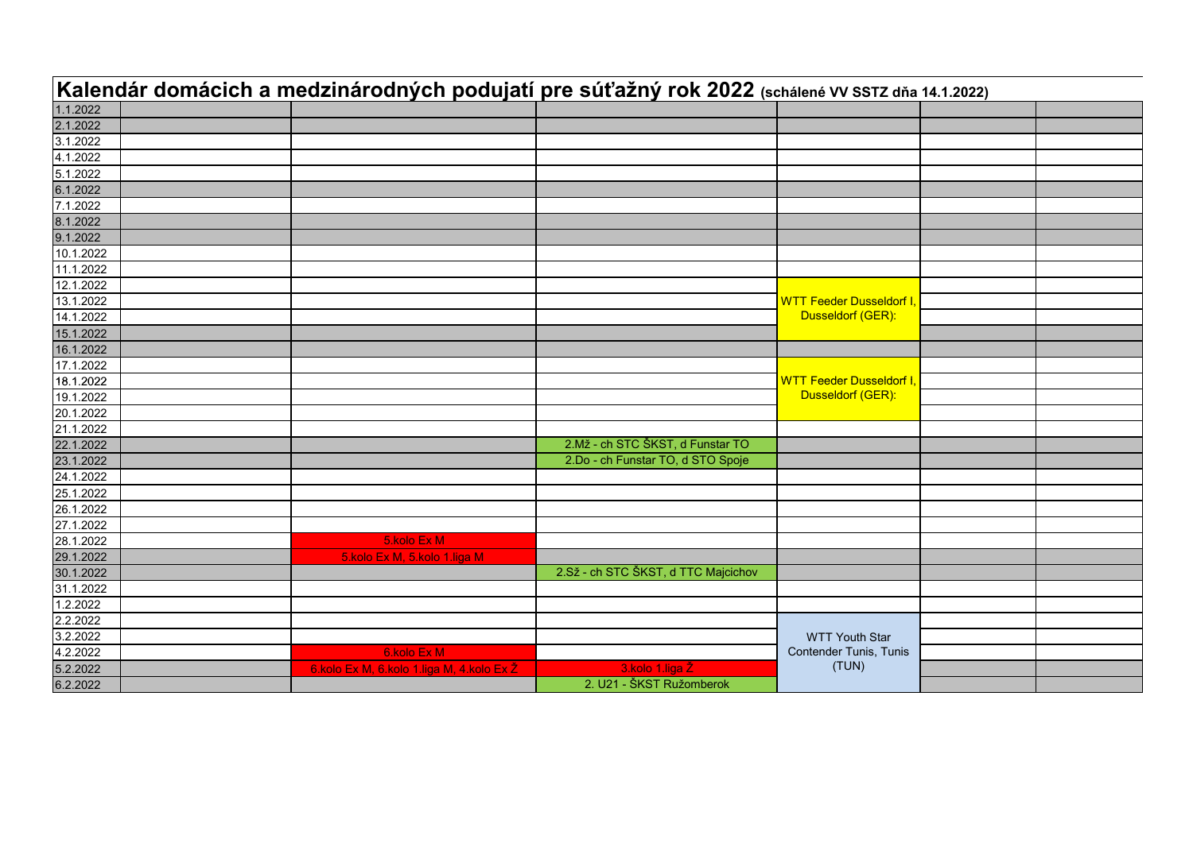# Kalendár domácich a medzinárodných podujatí pre súťažný rok 2022 (schálené VV SSTZ dňa 14.1.2022)

| | | | | | | |
|---|---|---|---|---|---|---|
| 1.1.2022 | | | | | | |
| 2.1.2022 | | | | | | |
| 3.1.2022 | | | | | | |
| 4.1.2022 | | | | | | |
| 5.1.2022 | | | | | | |
| 6.1.2022 | | | | | | |
| 7.1.2022 | | | | | | |
| 8.1.2022 | | | | | | |
| 9.1.2022 | | | | | | |
| 10.1.2022 | | | | | | |
| 11.1.2022 | | | | | | |
| 12.1.2022 | | | | WTT Feeder Dusseldorf I, Dusseldorf (GER): | | |
| 13.1.2022 | | | | | | |
| 14.1.2022 | | | | | | |
| 15.1.2022 | | | | | | |
| 16.1.2022 | | | | | | |
| 17.1.2022 | | | | WTT Feeder Dusseldorf I, Dusseldorf (GER): | | |
| 18.1.2022 | | | | | | |
| 19.1.2022 | | | | | | |
| 20.1.2022 | | | | | | |
| 21.1.2022 | | | | | | |
| 22.1.2022 | | | 2.Mž - ch STC ŠKST, d Funstar TO | | | |
| 23.1.2022 | | | 2.Do - ch Funstar TO, d STO Spoje | | | |
| 24.1.2022 | | | | | | |
| 25.1.2022 | | | | | | |
| 26.1.2022 | | | | | | |
| 27.1.2022 | | | | | | |
| 28.1.2022 | | 5.kolo Ex M | | | | |
| 29.1.2022 | | 5.kolo Ex M, 5.kolo 1.liga M | | | | |
| 30.1.2022 | | | 2.Sž - ch STC ŠKST, d TTC Majcichov | | | |
| 31.1.2022 | | | | | | |
| 1.2.2022 | | | | | | |
| 2.2.2022 | | | | WTT Youth Star Contender Tunis, Tunis (TUN) | | |
| 3.2.2022 | | | | | | |
| 4.2.2022 | | 6.kolo Ex M | | | | |
| 5.2.2022 | | 6.kolo Ex M, 6.kolo 1.liga M, 4.kolo Ex Ž | 3.kolo 1.liga Ž | | | |
| 6.2.2022 | | | 2. U21 - ŠKST Ružomberok | | | |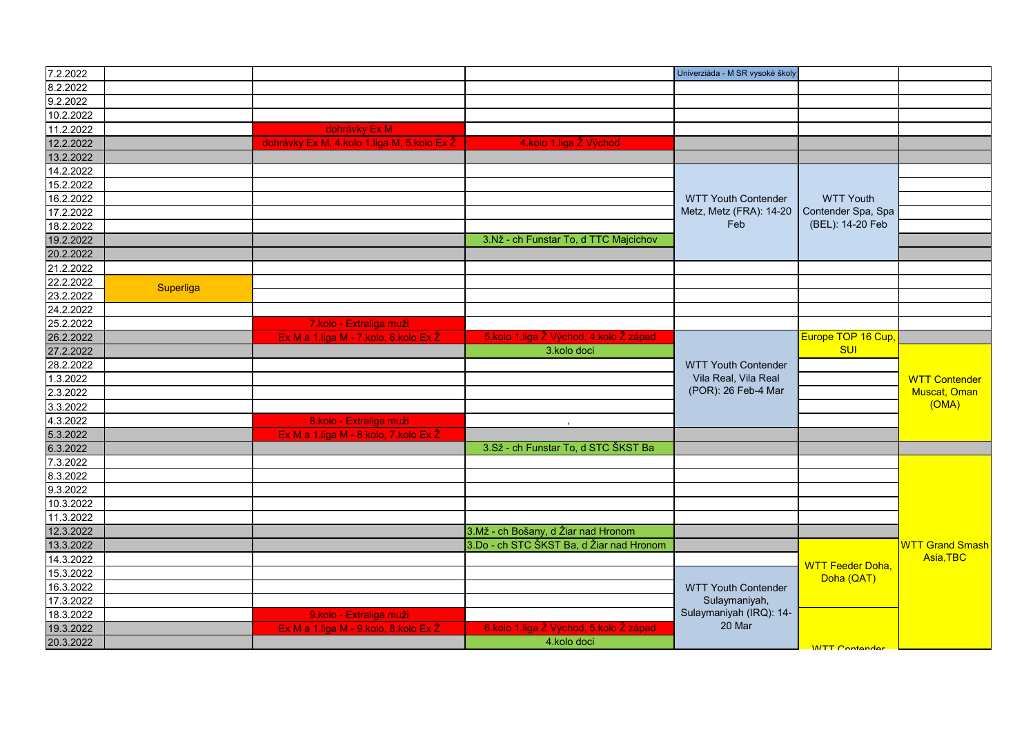| | | | | | | |
|---|---|---|---|---|---|---|
| 7.2.2022 | | | | Univerziáda - M SR vysoké školy | | |
| 8.2.2022 | | | | | | |
| 9.2.2022 | | | | | | |
| 10.2.2022 | | | | | | |
| 11.2.2022 | | dohrávky Ex M | | | | |
| 12.2.2022 | | dohrávky Ex M, 4.kolo 1.liga M, 5.kolo Ex Ž | 4.kolo 1.liga Ž Východ | | | |
| 13.2.2022 | | | | | | |
| 14.2.2022 | | | | WTT Youth Contender Metz, Metz (FRA): 14-20 Feb | WTT Youth Contender Spa, Spa (BEL): 14-20 Feb | |
| 15.2.2022 | | | | | | |
| 16.2.2022 | | | | | | |
| 17.2.2022 | | | | | | |
| 18.2.2022 | | | | | | |
| 19.2.2022 | | | 3.Nž - ch Funstar To, d TTC Majcichov | | | |
| 20.2.2022 | | | | | | |
| 21.2.2022 | | | | | | |
| 22.2.2022 | Superliga | | | | | |
| 23.2.2022 | | | | | | |
| 24.2.2022 | | | | | | |
| 25.2.2022 | | 7.kolo - Extraliga muži | | | | |
| 26.2.2022 | | Ex M a 1.liga M - 7.kolo, 6.kolo Ex Ž | 5.kolo 1.liga Ž Východ, 4.kolo Ž západ | WTT Youth Contender Vila Real, Vila Real (POR): 26 Feb-4 Mar | Europe TOP 16 Cup, SUI | |
| 27.2.2022 | | | 3.kolo doci | | | WTT Contender Muscat, Oman (OMA) |
| 28.2.2022 | | | | | | |
| 1.3.2022 | | | | | | |
| 2.3.2022 | | | | | | |
| 3.3.2022 | | | | | | |
| 4.3.2022 | | 8.kolo - Extraliga muži | , | | | |
| 5.3.2022 | | Ex M a 1.liga M - 8.kolo, 7.kolo Ex Ž | | | | |
| 6.3.2022 | | | 3.Sž - ch Funstar To, d STC ŠKST Ba | | | |
| 7.3.2022 | | | | | | WTT Grand Smash Asia,TBC |
| 8.3.2022 | | | | | | |
| 9.3.2022 | | | | | | |
| 10.3.2022 | | | | | | |
| 11.3.2022 | | | | | | |
| 12.3.2022 | | | 3.Mž - ch Bošany, d Žiar nad Hronom | | | |
| 13.3.2022 | | | 3.Do - ch STC ŠKST Ba, d Žiar nad Hronom | | WTT Feeder Doha, Doha (QAT) | |
| 14.3.2022 | | | | | | |
| 15.3.2022 | | | | WTT Youth Contender Sulaymaniyah, Sulaymaniyah (IRQ): 14-20 Mar | | |
| 16.3.2022 | | | | | | |
| 17.3.2022 | | | | | | |
| 18.3.2022 | | 9.kolo - Extraliga muži | | | WTT Contender | |
| 19.3.2022 | | Ex M a 1.liga M - 9.kolo, 8.kolo Ex Ž | 6.kolo 1.liga Ž Východ, 5.kolo Ž západ | | | |
| 20.3.2022 | | | 4.kolo doci | | | |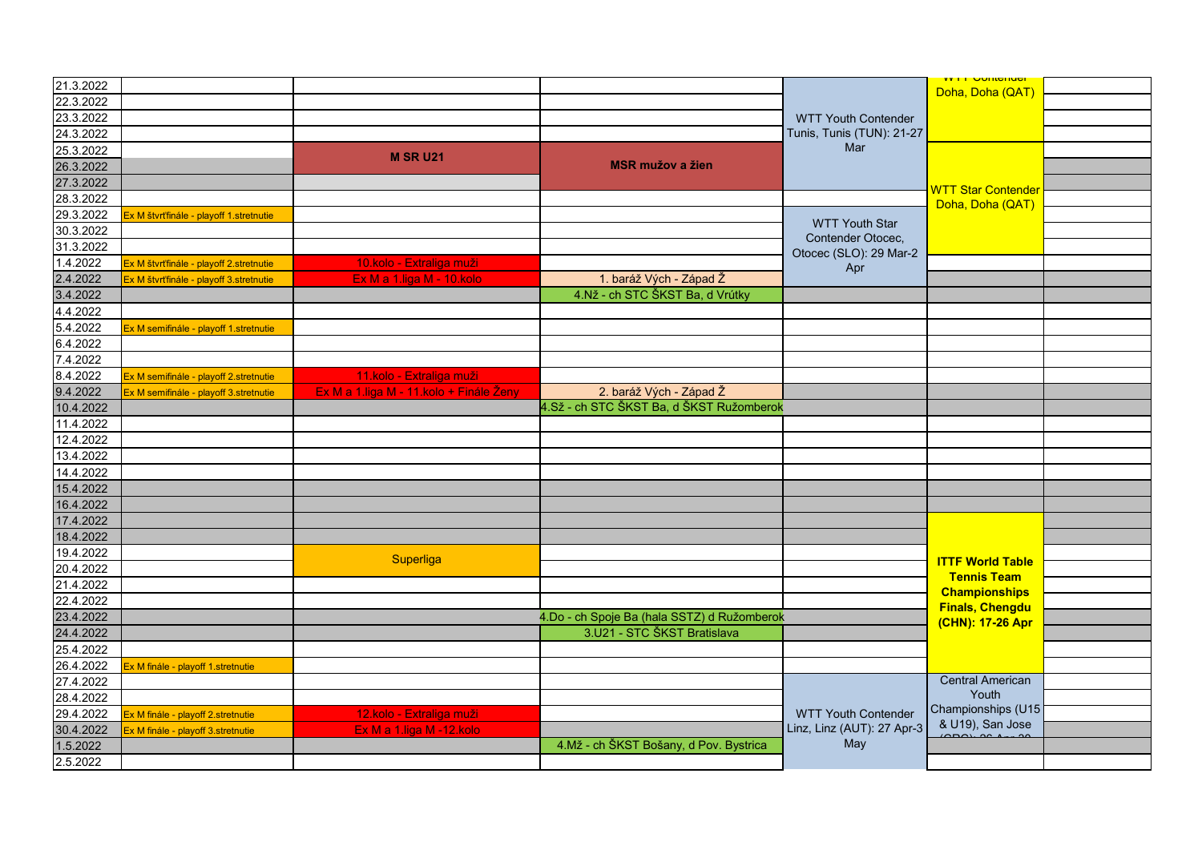| Dátum | | | | | | |
|---|---|---|---|---|---|---|
| 21.3.2022 | | | | WTT Youth Contender Tunis, Tunis (TUN): 21-27 Mar | WTT Contender Doha, Doha (QAT) | |
| 22.3.2022 | | | | | | |
| 23.3.2022 | | | | | | |
| 24.3.2022 | | | | | | |
| 25.3.2022 | | M SR U21 | MSR mužov a žien | | WTT Star Contender Doha, Doha (QAT) | |
| 26.3.2022 | | | | | | |
| 27.3.2022 | | | | | | |
| 28.3.2022 | | | | | | |
| 29.3.2022 | Ex M štvrťfinále - playoff 1.stretnutie | | | WTT Youth Star Contender Otocec, Otocec (SLO): 29 Mar-2 Apr | | |
| 30.3.2022 | | | | | | |
| 31.3.2022 | | | | | | |
| 1.4.2022 | Ex M štvrťfinále - playoff 2.stretnutie | 10.kolo - Extraliga muži | | | | |
| 2.4.2022 | Ex M štvrťfinále - playoff 3.stretnutie | Ex M a 1.liga M - 10.kolo | 1. baráž Vých - Západ Ž | | | |
| 3.4.2022 | | | 4.Nž - ch STC ŠKST Ba, d Vrútky | | | |
| 4.4.2022 | | | | | | |
| 5.4.2022 | Ex M semifinále - playoff 1.stretnutie | | | | | |
| 6.4.2022 | | | | | | |
| 7.4.2022 | | | | | | |
| 8.4.2022 | Ex M semifinále - playoff 2.stretnutie | 11.kolo - Extraliga muži | | | | |
| 9.4.2022 | Ex M semifinále - playoff 3.stretnutie | Ex M a 1.liga M - 11.kolo + Finále Ženy | 2. baráž Vých - Západ Ž | | | |
| 10.4.2022 | | | 4.Sž - ch STC ŠKST Ba, d ŠKST Ružomberok | | | |
| 11.4.2022 | | | | | | |
| 12.4.2022 | | | | | | |
| 13.4.2022 | | | | | | |
| 14.4.2022 | | | | | | |
| 15.4.2022 | | | | | | |
| 16.4.2022 | | | | | | |
| 17.4.2022 | | | | | ITTF World Table Tennis Team Championships Finals, Chengdu (CHN): 17-26 Apr | |
| 18.4.2022 | | | | | | |
| 19.4.2022 | | Superliga | | | | |
| 20.4.2022 | | | | | | |
| 21.4.2022 | | | | | | |
| 22.4.2022 | | | | | | |
| 23.4.2022 | | | 4.Do - ch Spoje Ba (hala SSTZ) d Ružomberok | | | |
| 24.4.2022 | | | 3.U21 - STC ŠKST Bratislava | | | |
| 25.4.2022 | | | | | | |
| 26.4.2022 | Ex M finále - playoff 1.stretnutie | | | | | |
| 27.4.2022 | | | | WTT Youth Contender Linz, Linz (AUT): 27 Apr-3 May | Central American Youth Championships (U15 & U19), San Jose (CRC): 26 Apr-30 | |
| 28.4.2022 | | | | | | |
| 29.4.2022 | Ex M finále - playoff 2.stretnutie | 12.kolo - Extraliga muži | | | | |
| 30.4.2022 | Ex M finále - playoff 3.stretnutie | Ex M a 1.liga M -12.kolo | | | | |
| 1.5.2022 | | | 4.Mž - ch ŠKST Bošany, d Pov. Bystrica | | | |
| 2.5.2022 | | | | | | |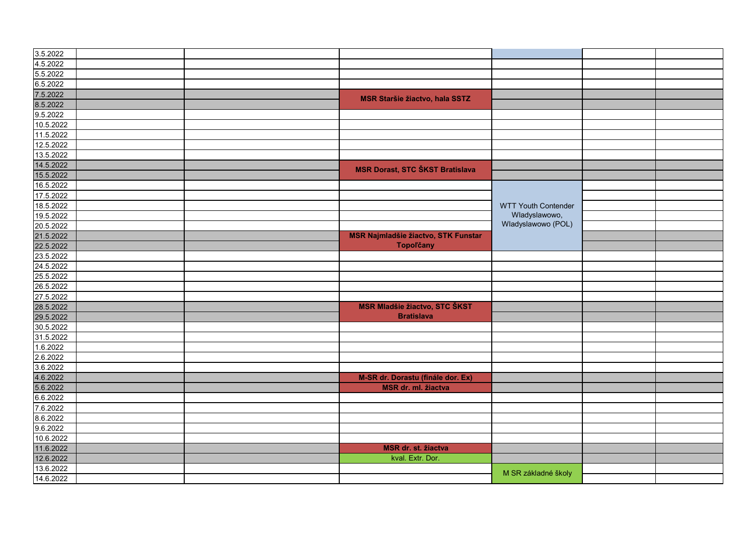| | | | | | | |
|---|---|---|---|---|---|---|
| 3.5.2022 | | | | | | |
| 4.5.2022 | | | | | | |
| 5.5.2022 | | | | | | |
| 6.5.2022 | | | | | | |
| 7.5.2022 | | | **MSR Staršie žiactvo, hala SSTZ** | | | |
| 8.5.2022 | | | | | | |
| 9.5.2022 | | | | | | |
| 10.5.2022 | | | | | | |
| 11.5.2022 | | | | | | |
| 12.5.2022 | | | | | | |
| 13.5.2022 | | | | | | |
| 14.5.2022 | | | **MSR Dorast, STC ŠKST Bratislava** | | | |
| 15.5.2022 | | | | | | |
| 16.5.2022 | | | | WTT Youth Contender Wladyslawowo, Wladyslawowo (POL) | | |
| 17.5.2022 | | | | | | |
| 18.5.2022 | | | | | | |
| 19.5.2022 | | | | | | |
| 20.5.2022 | | | | | | |
| 21.5.2022 | | | **MSR Najmladšie žiactvo, STK Funstar Topoľčany** | | | |
| 22.5.2022 | | | | | | |
| 23.5.2022 | | | | | | |
| 24.5.2022 | | | | | | |
| 25.5.2022 | | | | | | |
| 26.5.2022 | | | | | | |
| 27.5.2022 | | | | | | |
| 28.5.2022 | | | **MSR Mladšie žiactvo, STC ŠKST Bratislava** | | | |
| 29.5.2022 | | | | | | |
| 30.5.2022 | | | | | | |
| 31.5.2022 | | | | | | |
| 1.6.2022 | | | | | | |
| 2.6.2022 | | | | | | |
| 3.6.2022 | | | | | | |
| 4.6.2022 | | | **M-SR dr. Dorastu (finále dor. Ex)** | | | |
| 5.6.2022 | | | **MSR dr. ml. žiactva** | | | |
| 6.6.2022 | | | | | | |
| 7.6.2022 | | | | | | |
| 8.6.2022 | | | | | | |
| 9.6.2022 | | | | | | |
| 10.6.2022 | | | | | | |
| 11.6.2022 | | | **MSR dr. st. žiactva** | | | |
| 12.6.2022 | | | kval. Extr. Dor. | | | |
| 13.6.2022 | | | | M SR základné školy | | |
| 14.6.2022 | | | | | | |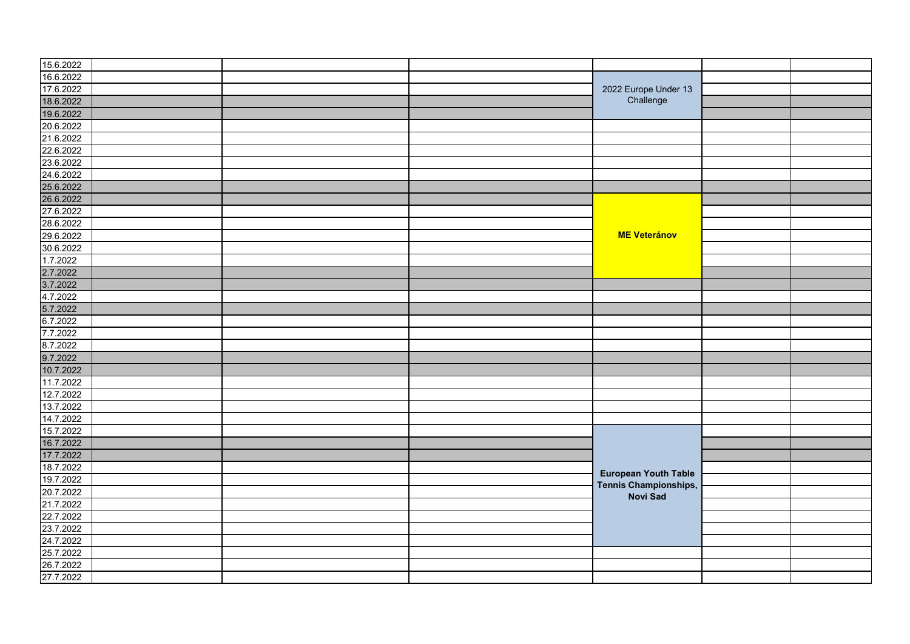| | | | | | | |
|---|---|---|---|---|---|---|
| 15.6.2022 | | | | | | |
| 16.6.2022 | | | | 2022 Europe Under 13 Challenge | | |
| 17.6.2022 | | | | | | |
| 18.6.2022 | | | | | | |
| 19.6.2022 | | | | | | |
| 20.6.2022 | | | | | | |
| 21.6.2022 | | | | | | |
| 22.6.2022 | | | | | | |
| 23.6.2022 | | | | | | |
| 24.6.2022 | | | | | | |
| 25.6.2022 | | | | | | |
| 26.6.2022 | | | | **ME Veteránov** | | |
| 27.6.2022 | | | | | | |
| 28.6.2022 | | | | | | |
| 29.6.2022 | | | | | | |
| 30.6.2022 | | | | | | |
| 1.7.2022 | | | | | | |
| 2.7.2022 | | | | | | |
| 3.7.2022 | | | | | | |
| 4.7.2022 | | | | | | |
| 5.7.2022 | | | | | | |
| 6.7.2022 | | | | | | |
| 7.7.2022 | | | | | | |
| 8.7.2022 | | | | | | |
| 9.7.2022 | | | | | | |
| 10.7.2022 | | | | | | |
| 11.7.2022 | | | | | | |
| 12.7.2022 | | | | | | |
| 13.7.2022 | | | | | | |
| 14.7.2022 | | | | | | |
| 15.7.2022 | | | | **European Youth Table Tennis Championships, Novi Sad** | | |
| 16.7.2022 | | | | | | |
| 17.7.2022 | | | | | | |
| 18.7.2022 | | | | | | |
| 19.7.2022 | | | | | | |
| 20.7.2022 | | | | | | |
| 21.7.2022 | | | | | | |
| 22.7.2022 | | | | | | |
| 23.7.2022 | | | | | | |
| 24.7.2022 | | | | | | |
| 25.7.2022 | | | | | | |
| 26.7.2022 | | | | | | |
| 27.7.2022 | | | | | | |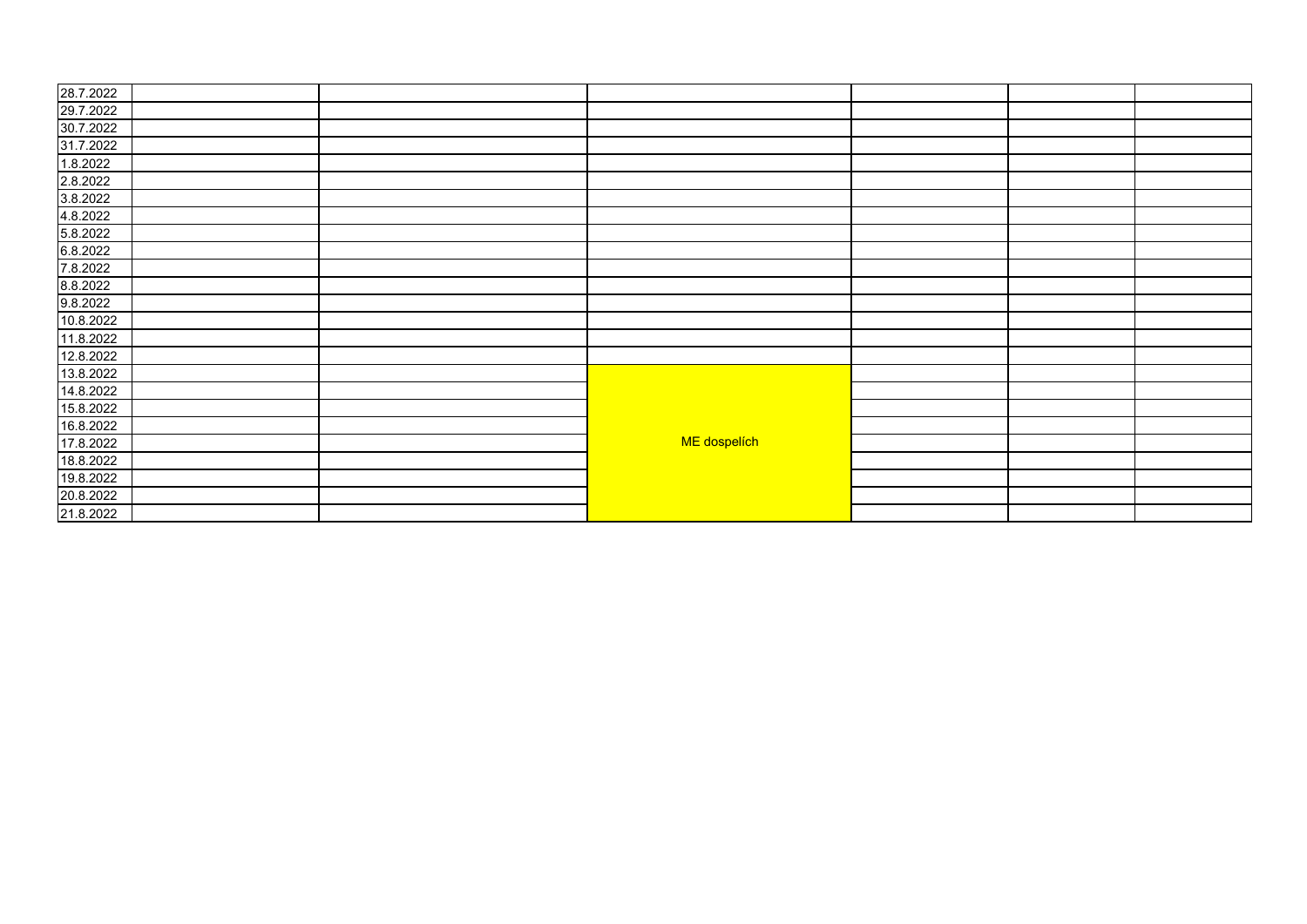| | | | | | | |
|---|---|---|---|---|---|---|
| 28.7.2022 | | | | | | |
| 29.7.2022 | | | | | | |
| 30.7.2022 | | | | | | |
| 31.7.2022 | | | | | | |
| 1.8.2022 | | | | | | |
| 2.8.2022 | | | | | | |
| 3.8.2022 | | | | | | |
| 4.8.2022 | | | | | | |
| 5.8.2022 | | | | | | |
| 6.8.2022 | | | | | | |
| 7.8.2022 | | | | | | |
| 8.8.2022 | | | | | | |
| 9.8.2022 | | | | | | |
| 10.8.2022 | | | | | | |
| 11.8.2022 | | | | | | |
| 12.8.2022 | | | | | | |
| 13.8.2022 | | | ME dospelích | | | |
| 14.8.2022 | | | | | | |
| 15.8.2022 | | | | | | |
| 16.8.2022 | | | | | | |
| 17.8.2022 | | | | | | |
| 18.8.2022 | | | | | | |
| 19.8.2022 | | | | | | |
| 20.8.2022 | | | | | | |
| 21.8.2022 | | | | | | |